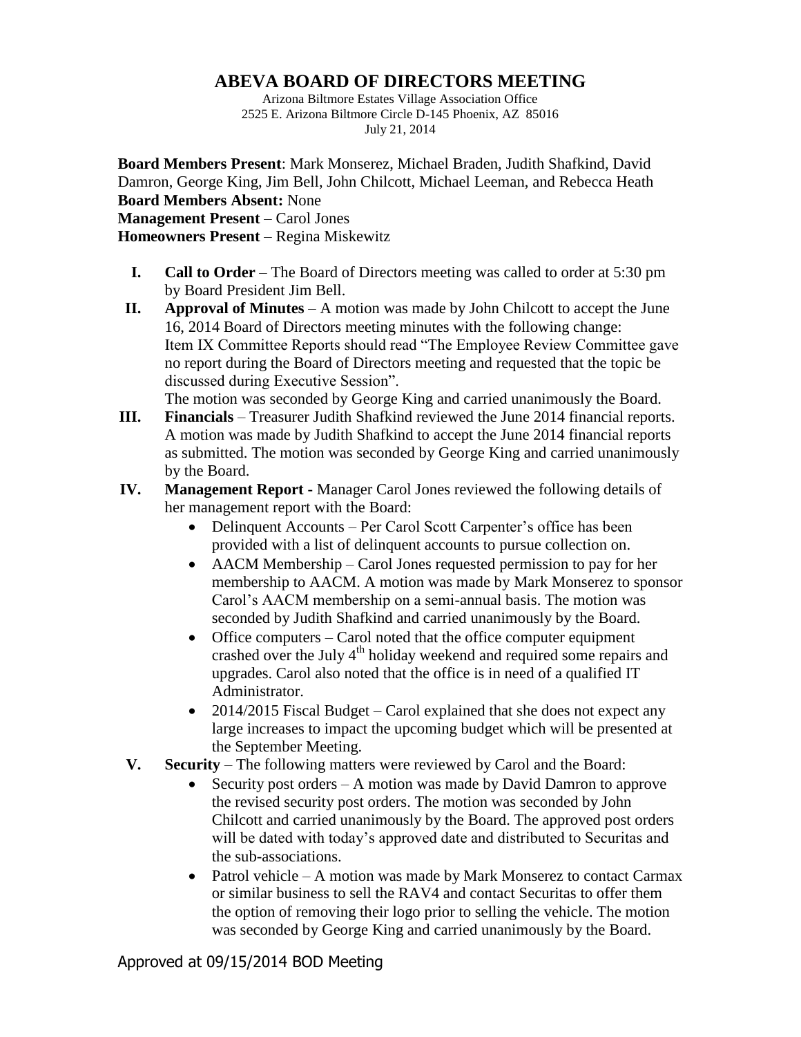# ABEVA BOARD OF DIRECTORS MEETING

Arizona Biltmore Estates Village Association Office
2525 E. Arizona Biltmore Circle D-145 Phoenix, AZ 85016
July 21, 2014

**Board Members Present**: Mark Monserez, Michael Braden, Judith Shafkind, David Damron, George King, Jim Bell, John Chilcott, Michael Leeman, and Rebecca Heath
**Board Members Absent:** None
**Management Present** – Carol Jones
**Homeowners Present** – Regina Miskewitz

I. **Call to Order** – The Board of Directors meeting was called to order at 5:30 pm by Board President Jim Bell.

II. **Approval of Minutes** – A motion was made by John Chilcott to accept the June 16, 2014 Board of Directors meeting minutes with the following change: Item IX Committee Reports should read "The Employee Review Committee gave no report during the Board of Directors meeting and requested that the topic be discussed during Executive Session".
The motion was seconded by George King and carried unanimously the Board.

III. **Financials** – Treasurer Judith Shafkind reviewed the June 2014 financial reports. A motion was made by Judith Shafkind to accept the June 2014 financial reports as submitted. The motion was seconded by George King and carried unanimously by the Board.

IV. **Management Report -** Manager Carol Jones reviewed the following details of her management report with the Board:
   - Delinquent Accounts – Per Carol Scott Carpenter's office has been provided with a list of delinquent accounts to pursue collection on.
   - AACM Membership – Carol Jones requested permission to pay for her membership to AACM. A motion was made by Mark Monserez to sponsor Carol's AACM membership on a semi-annual basis. The motion was seconded by Judith Shafkind and carried unanimously by the Board.
   - Office computers – Carol noted that the office computer equipment crashed over the July 4th holiday weekend and required some repairs and upgrades. Carol also noted that the office is in need of a qualified IT Administrator.
   - 2014/2015 Fiscal Budget – Carol explained that she does not expect any large increases to impact the upcoming budget which will be presented at the September Meeting.

V. **Security** – The following matters were reviewed by Carol and the Board:
   - Security post orders – A motion was made by David Damron to approve the revised security post orders. The motion was seconded by John Chilcott and carried unanimously by the Board. The approved post orders will be dated with today's approved date and distributed to Securitas and the sub-associations.
   - Patrol vehicle – A motion was made by Mark Monserez to contact Carmax or similar business to sell the RAV4 and contact Securitas to offer them the option of removing their logo prior to selling the vehicle. The motion was seconded by George King and carried unanimously by the Board.

Approved at 09/15/2014 BOD Meeting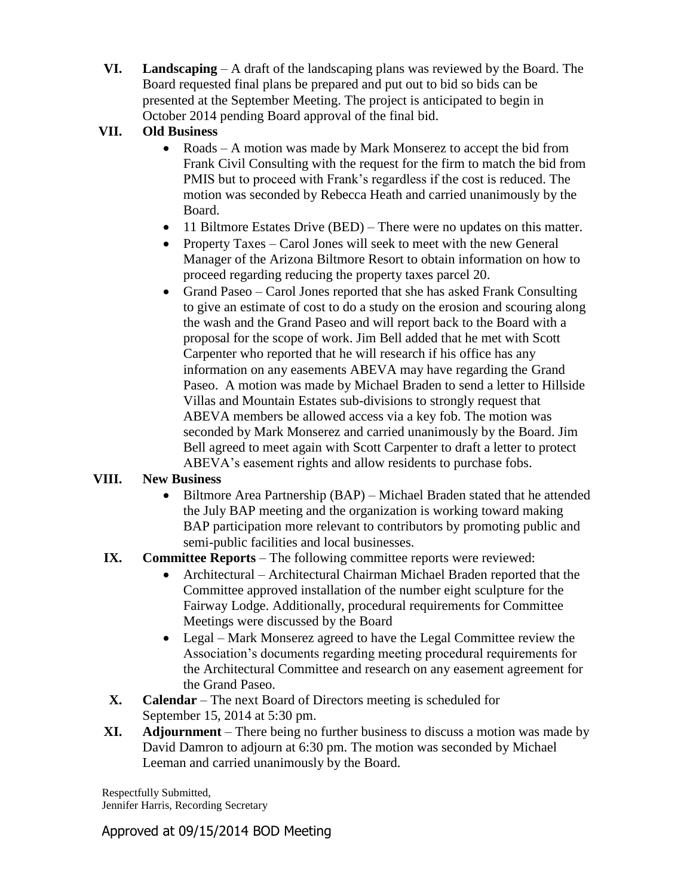**VI. Landscaping** – A draft of the landscaping plans was reviewed by the Board. The Board requested final plans be prepared and put out to bid so bids can be presented at the September Meeting. The project is anticipated to begin in October 2014 pending Board approval of the final bid.

**VII. Old Business**

- Roads – A motion was made by Mark Monserez to accept the bid from Frank Civil Consulting with the request for the firm to match the bid from PMIS but to proceed with Frank's regardless if the cost is reduced. The motion was seconded by Rebecca Heath and carried unanimously by the Board.
- 11 Biltmore Estates Drive (BED) – There were no updates on this matter.
- Property Taxes – Carol Jones will seek to meet with the new General Manager of the Arizona Biltmore Resort to obtain information on how to proceed regarding reducing the property taxes parcel 20.
- Grand Paseo – Carol Jones reported that she has asked Frank Consulting to give an estimate of cost to do a study on the erosion and scouring along the wash and the Grand Paseo and will report back to the Board with a proposal for the scope of work. Jim Bell added that he met with Scott Carpenter who reported that he will research if his office has any information on any easements ABEVA may have regarding the Grand Paseo. A motion was made by Michael Braden to send a letter to Hillside Villas and Mountain Estates sub-divisions to strongly request that ABEVA members be allowed access via a key fob. The motion was seconded by Mark Monserez and carried unanimously by the Board. Jim Bell agreed to meet again with Scott Carpenter to draft a letter to protect ABEVA's easement rights and allow residents to purchase fobs.

**VIII. New Business**

- Biltmore Area Partnership (BAP) – Michael Braden stated that he attended the July BAP meeting and the organization is working toward making BAP participation more relevant to contributors by promoting public and semi-public facilities and local businesses.

**IX. Committee Reports** – The following committee reports were reviewed:

- Architectural – Architectural Chairman Michael Braden reported that the Committee approved installation of the number eight sculpture for the Fairway Lodge. Additionally, procedural requirements for Committee Meetings were discussed by the Board
- Legal – Mark Monserez agreed to have the Legal Committee review the Association's documents regarding meeting procedural requirements for the Architectural Committee and research on any easement agreement for the Grand Paseo.

**X. Calendar** – The next Board of Directors meeting is scheduled for September 15, 2014 at 5:30 pm.

**XI. Adjournment** – There being no further business to discuss a motion was made by David Damron to adjourn at 6:30 pm. The motion was seconded by Michael Leeman and carried unanimously by the Board.

Respectfully Submitted,
Jennifer Harris, Recording Secretary

Approved at 09/15/2014 BOD Meeting